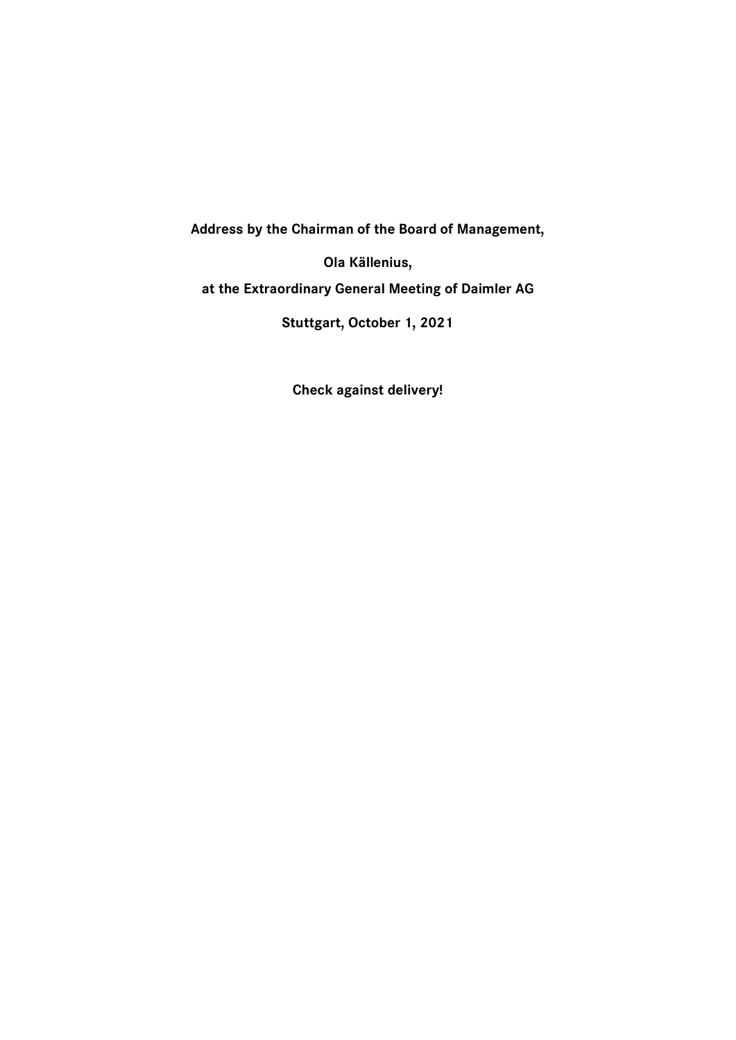**Address by the Chairman of the Board of Management,**

**Ola Källenius,**

**at the Extraordinary General Meeting of Daimler AG**

**Stuttgart, October 1, 2021**

**Check against delivery!**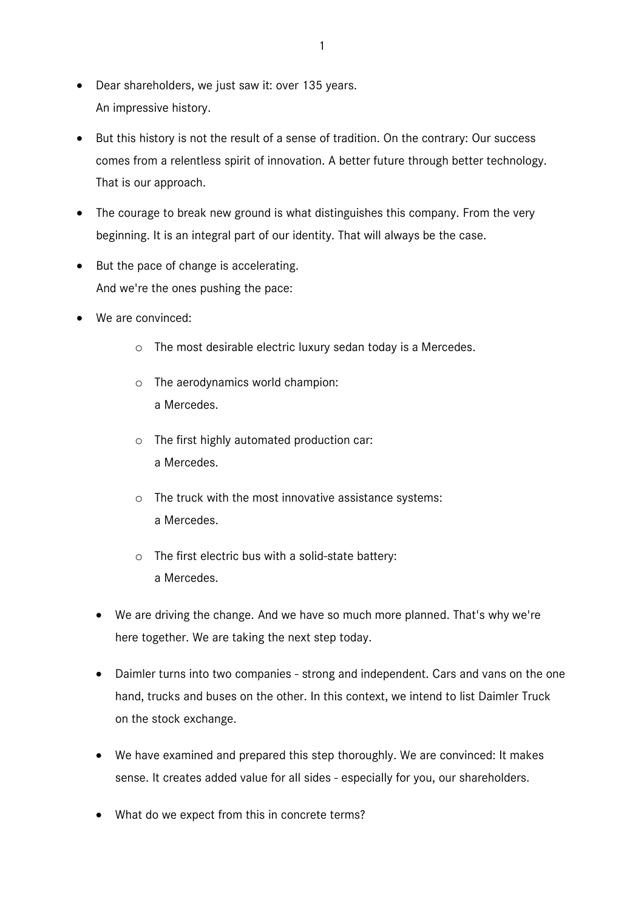- Dear shareholders, we just saw it: over 135 years.  
  An impressive history.
- But this history is not the result of a sense of tradition. On the contrary: Our success comes from a relentless spirit of innovation. A better future through better technology. That is our approach.
- The courage to break new ground is what distinguishes this company. From the very beginning. It is an integral part of our identity. That will always be the case.
- But the pace of change is accelerating.  
  And we're the ones pushing the pace:
- We are convinced:
    - The most desirable electric luxury sedan today is a Mercedes.
    - The aerodynamics world champion:  
      a Mercedes.
    - The first highly automated production car:  
      a Mercedes.
    - The truck with the most innovative assistance systems:  
      a Mercedes.
    - The first electric bus with a solid-state battery:  
      a Mercedes.
- We are driving the change. And we have so much more planned. That's why we're here together. We are taking the next step today.
- Daimler turns into two companies - strong and independent. Cars and vans on the one hand, trucks and buses on the other. In this context, we intend to list Daimler Truck on the stock exchange.
- We have examined and prepared this step thoroughly. We are convinced: It makes sense. It creates added value for all sides - especially for you, our shareholders.
- What do we expect from this in concrete terms?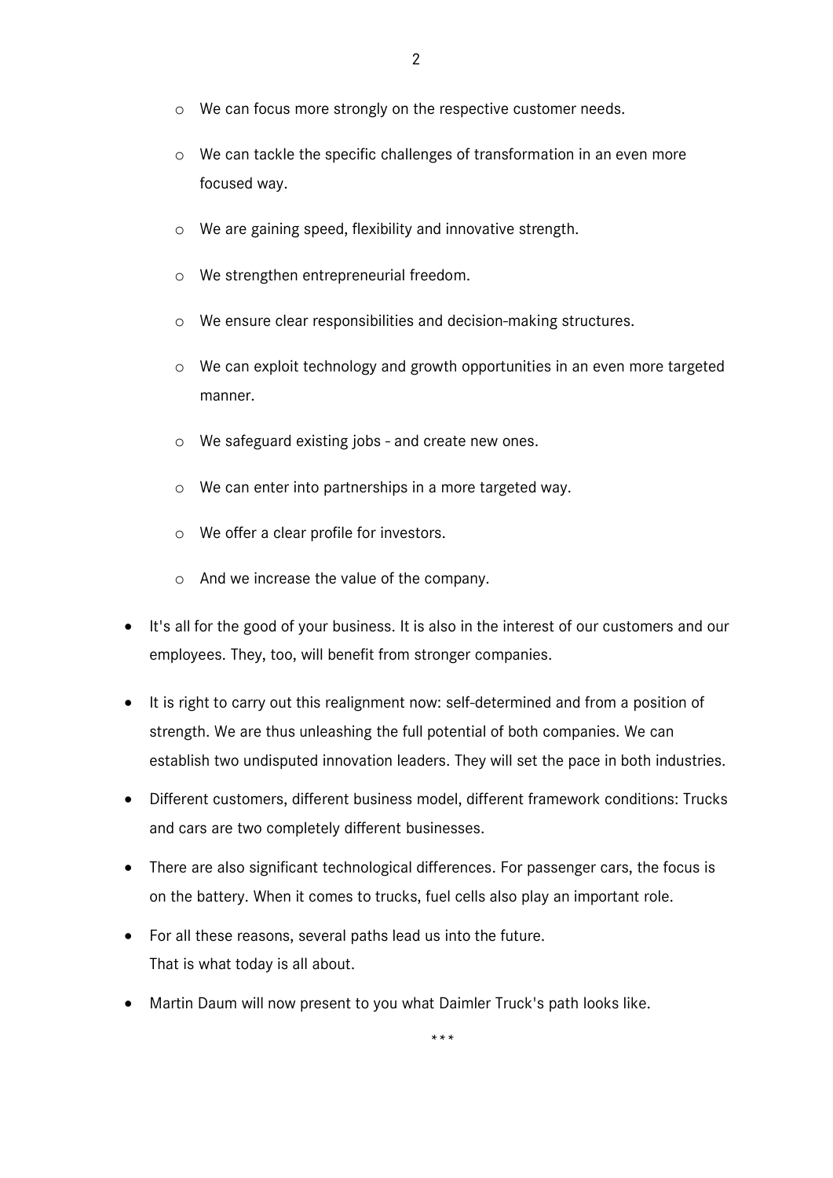- We can focus more strongly on the respective customer needs.
  - We can tackle the specific challenges of transformation in an even more focused way.
  - We are gaining speed, flexibility and innovative strength.
  - We strengthen entrepreneurial freedom.
  - We ensure clear responsibilities and decision-making structures.
  - We can exploit technology and growth opportunities in an even more targeted manner.
  - We safeguard existing jobs - and create new ones.
  - We can enter into partnerships in a more targeted way.
  - We offer a clear profile for investors.
  - And we increase the value of the company.

- It's all for the good of your business. It is also in the interest of our customers and our employees. They, too, will benefit from stronger companies.
- It is right to carry out this realignment now: self-determined and from a position of strength. We are thus unleashing the full potential of both companies. We can establish two undisputed innovation leaders. They will set the pace in both industries.
- Different customers, different business model, different framework conditions: Trucks and cars are two completely different businesses.
- There are also significant technological differences. For passenger cars, the focus is on the battery. When it comes to trucks, fuel cells also play an important role.
- For all these reasons, several paths lead us into the future.
  That is what today is all about.
- Martin Daum will now present to you what Daimler Truck's path looks like.

\*\*\*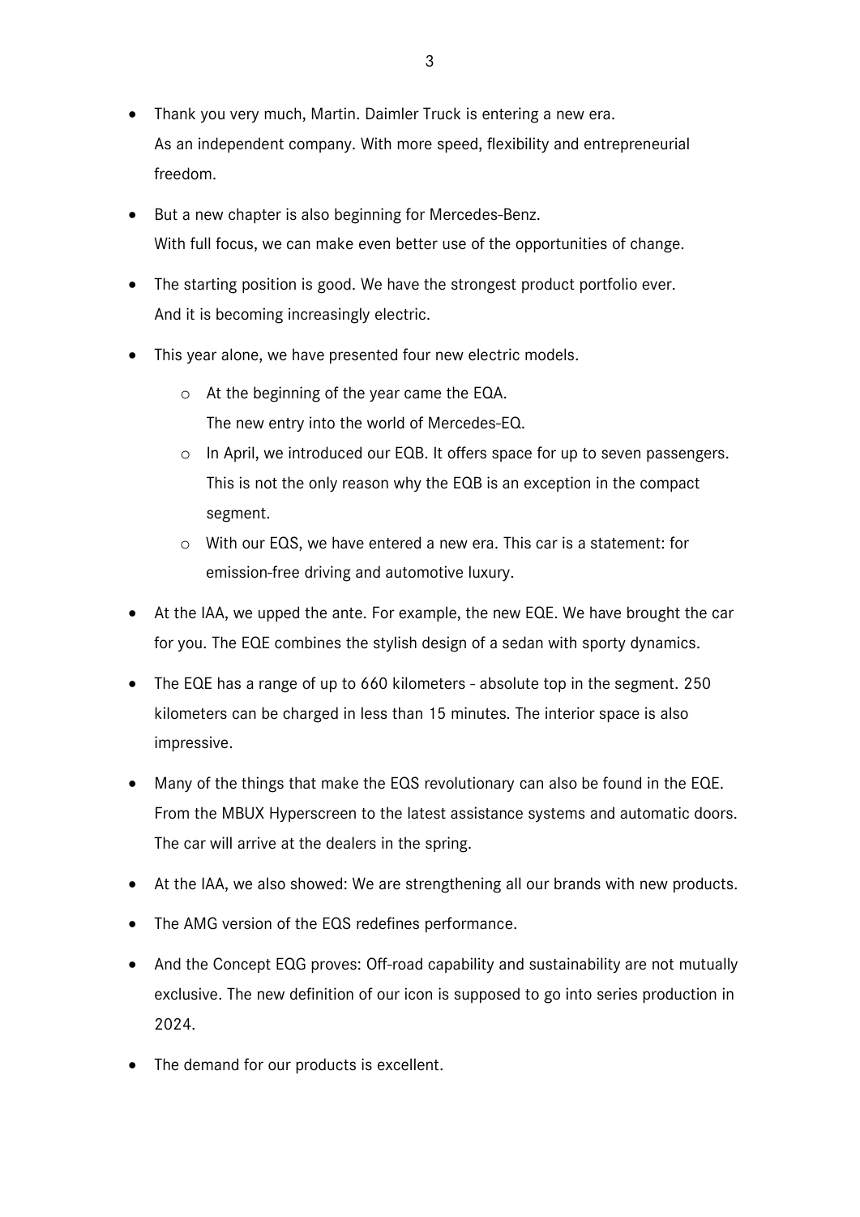- Thank you very much, Martin. Daimler Truck is entering a new era.
  As an independent company. With more speed, flexibility and entrepreneurial freedom.

- But a new chapter is also beginning for Mercedes-Benz.
  With full focus, we can make even better use of the opportunities of change.

- The starting position is good. We have the strongest product portfolio ever.
  And it is becoming increasingly electric.

- This year alone, we have presented four new electric models.
  - At the beginning of the year came the EQA.
    The new entry into the world of Mercedes-EQ.
  - In April, we introduced our EQB. It offers space for up to seven passengers. This is not the only reason why the EQB is an exception in the compact segment.
  - With our EQS, we have entered a new era. This car is a statement: for emission-free driving and automotive luxury.

- At the IAA, we upped the ante. For example, the new EQE. We have brought the car for you. The EQE combines the stylish design of a sedan with sporty dynamics.

- The EQE has a range of up to 660 kilometers - absolute top in the segment. 250 kilometers can be charged in less than 15 minutes. The interior space is also impressive.

- Many of the things that make the EQS revolutionary can also be found in the EQE. From the MBUX Hyperscreen to the latest assistance systems and automatic doors. The car will arrive at the dealers in the spring.

- At the IAA, we also showed: We are strengthening all our brands with new products.

- The AMG version of the EQS redefines performance.

- And the Concept EQG proves: Off-road capability and sustainability are not mutually exclusive. The new definition of our icon is supposed to go into series production in 2024.

- The demand for our products is excellent.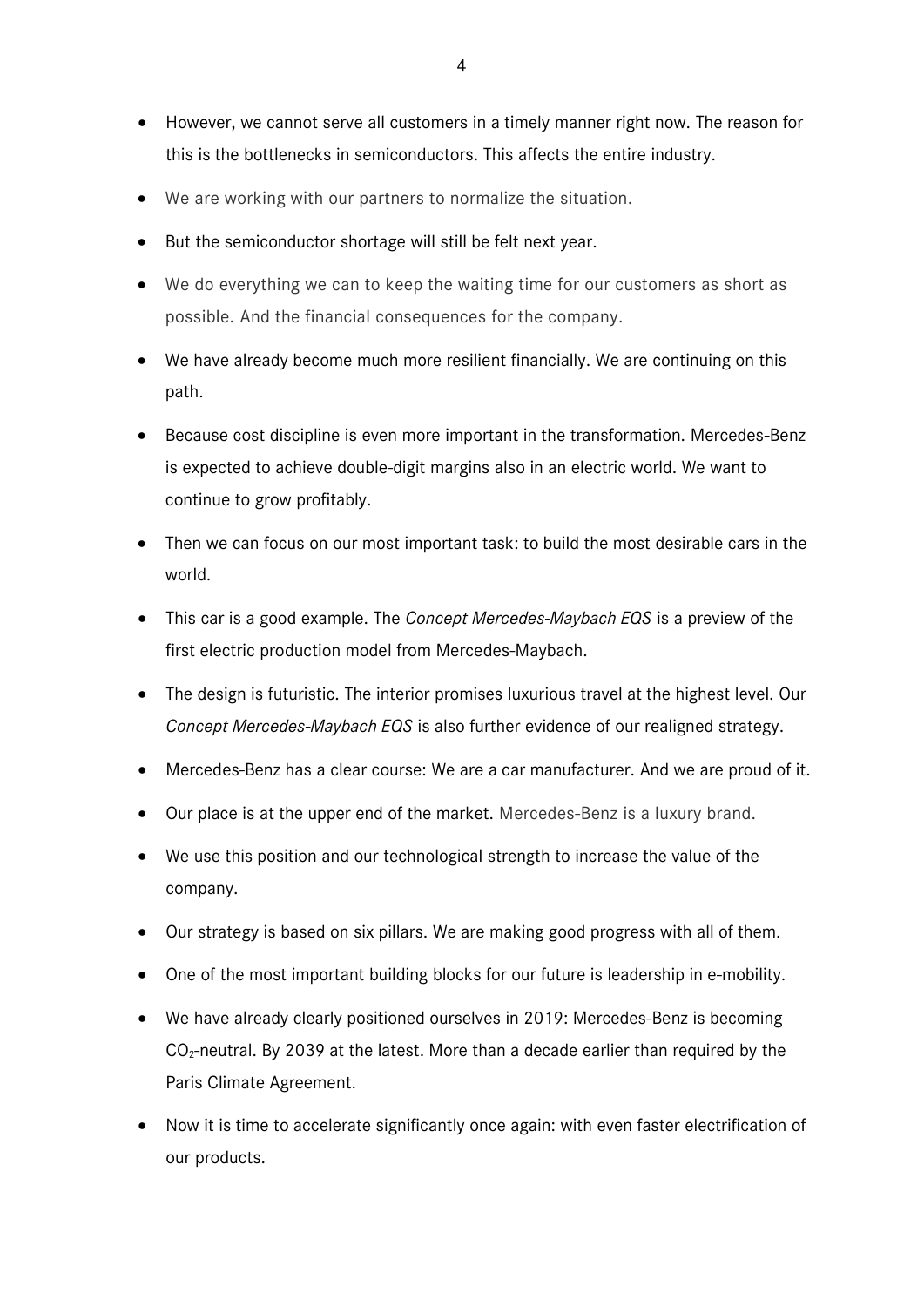- However, we cannot serve all customers in a timely manner right now. The reason for this is the bottlenecks in semiconductors. This affects the entire industry.
- We are working with our partners to normalize the situation.
- But the semiconductor shortage will still be felt next year.
- We do everything we can to keep the waiting time for our customers as short as possible. And the financial consequences for the company.
- We have already become much more resilient financially. We are continuing on this path.
- Because cost discipline is even more important in the transformation. Mercedes-Benz is expected to achieve double-digit margins also in an electric world. We want to continue to grow profitably.
- Then we can focus on our most important task: to build the most desirable cars in the world.
- This car is a good example. The *Concept Mercedes-Maybach EQS* is a preview of the first electric production model from Mercedes-Maybach.
- The design is futuristic. The interior promises luxurious travel at the highest level. Our *Concept Mercedes-Maybach EQS* is also further evidence of our realigned strategy.
- Mercedes-Benz has a clear course: We are a car manufacturer. And we are proud of it.
- Our place is at the upper end of the market. Mercedes-Benz is a luxury brand.
- We use this position and our technological strength to increase the value of the company.
- Our strategy is based on six pillars. We are making good progress with all of them.
- One of the most important building blocks for our future is leadership in e-mobility.
- We have already clearly positioned ourselves in 2019: Mercedes-Benz is becoming $CO_2$-neutral. By 2039 at the latest. More than a decade earlier than required by the Paris Climate Agreement.
- Now it is time to accelerate significantly once again: with even faster electrification of our products.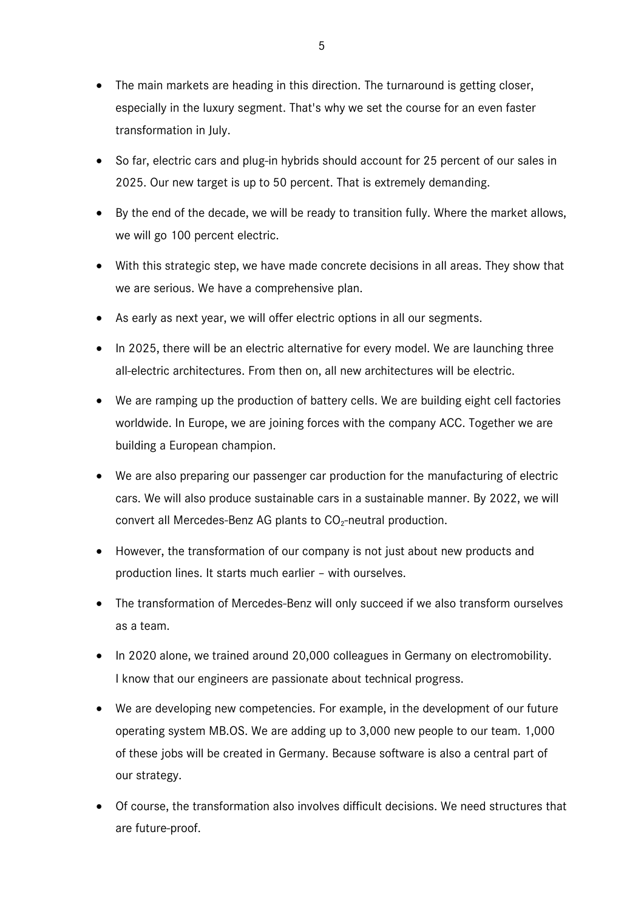- The main markets are heading in this direction. The turnaround is getting closer, especially in the luxury segment. That's why we set the course for an even faster transformation in July.
- So far, electric cars and plug-in hybrids should account for 25 percent of our sales in 2025. Our new target is up to 50 percent. That is extremely demanding.
- By the end of the decade, we will be ready to transition fully. Where the market allows, we will go 100 percent electric.
- With this strategic step, we have made concrete decisions in all areas. They show that we are serious. We have a comprehensive plan.
- As early as next year, we will offer electric options in all our segments.
- In 2025, there will be an electric alternative for every model. We are launching three all-electric architectures. From then on, all new architectures will be electric.
- We are ramping up the production of battery cells. We are building eight cell factories worldwide. In Europe, we are joining forces with the company ACC. Together we are building a European champion.
- We are also preparing our passenger car production for the manufacturing of electric cars. We will also produce sustainable cars in a sustainable manner. By 2022, we will convert all Mercedes-Benz AG plants to $CO_2$-neutral production.
- However, the transformation of our company is not just about new products and production lines. It starts much earlier – with ourselves.
- The transformation of Mercedes-Benz will only succeed if we also transform ourselves as a team.
- In 2020 alone, we trained around 20,000 colleagues in Germany on electromobility. I know that our engineers are passionate about technical progress.
- We are developing new competencies. For example, in the development of our future operating system MB.OS. We are adding up to 3,000 new people to our team. 1,000 of these jobs will be created in Germany. Because software is also a central part of our strategy.
- Of course, the transformation also involves difficult decisions. We need structures that are future-proof.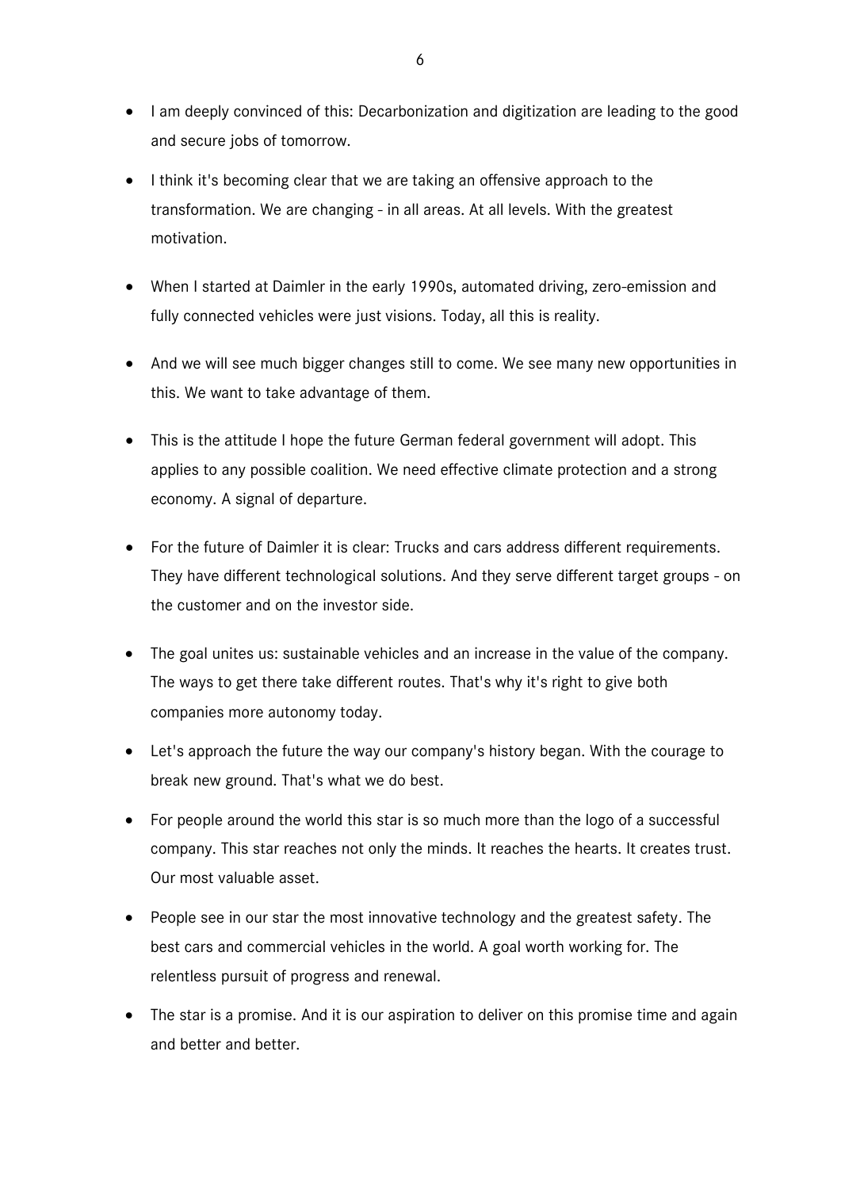- I am deeply convinced of this: Decarbonization and digitization are leading to the good and secure jobs of tomorrow.

- I think it's becoming clear that we are taking an offensive approach to the transformation. We are changing - in all areas. At all levels. With the greatest motivation.

- When I started at Daimler in the early 1990s, automated driving, zero-emission and fully connected vehicles were just visions. Today, all this is reality.

- And we will see much bigger changes still to come. We see many new opportunities in this. We want to take advantage of them.

- This is the attitude I hope the future German federal government will adopt. This applies to any possible coalition. We need effective climate protection and a strong economy. A signal of departure.

- For the future of Daimler it is clear: Trucks and cars address different requirements. They have different technological solutions. And they serve different target groups - on the customer and on the investor side.

- The goal unites us: sustainable vehicles and an increase in the value of the company. The ways to get there take different routes. That's why it's right to give both companies more autonomy today.

- Let's approach the future the way our company's history began. With the courage to break new ground. That's what we do best.

- For people around the world this star is so much more than the logo of a successful company. This star reaches not only the minds. It reaches the hearts. It creates trust. Our most valuable asset.

- People see in our star the most innovative technology and the greatest safety. The best cars and commercial vehicles in the world. A goal worth working for. The relentless pursuit of progress and renewal.

- The star is a promise. And it is our aspiration to deliver on this promise time and again and better and better.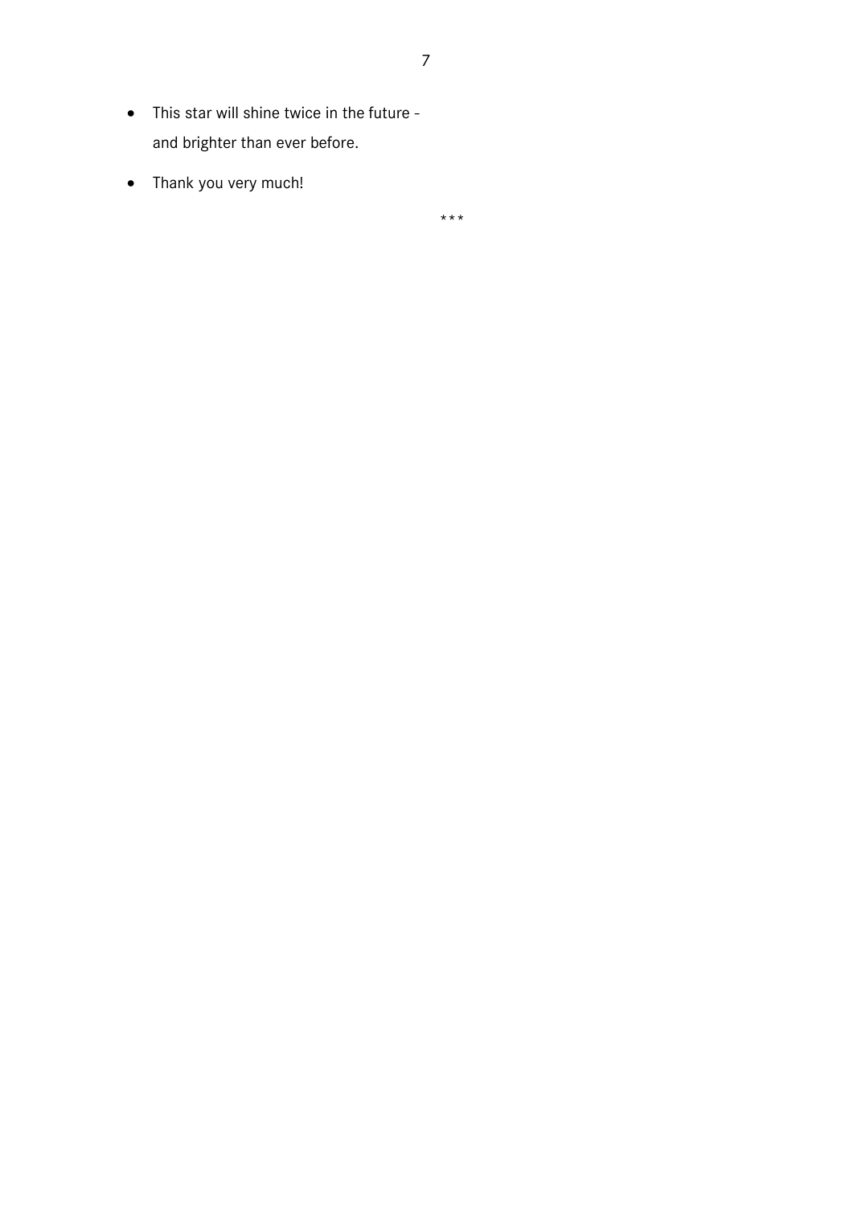- This star will shine twice in the future - and brighter than ever before.
- Thank you very much!

***